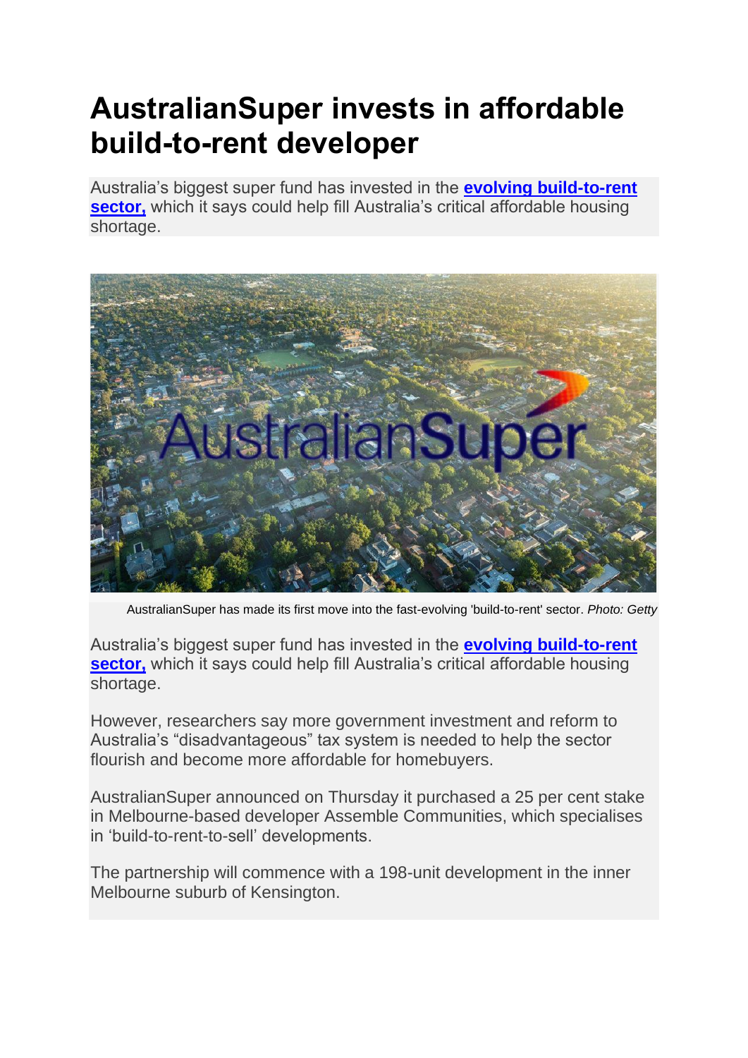# AustralianSuper invests in affordable build-to-rent developer

Australia's biggest super fund has invested in the **evolving build-to-rent sector,** which it says could help fill Australia's critical affordable housing shortage.

AustralianSuper has made its first move into the fast-evolving 'build-to-rent' sector. *Photo: Getty*

Australia's biggest super fund has invested in the **evolving build-to-rent sector,** which it says could help fill Australia's critical affordable housing shortage.

However, researchers say more government investment and reform to Australia's "disadvantageous" tax system is needed to help the sector flourish and become more affordable for homebuyers.

AustralianSuper announced on Thursday it purchased a 25 per cent stake in Melbourne-based developer Assemble Communities, which specialises in 'build-to-rent-to-sell' developments.

The partnership will commence with a 198-unit development in the inner Melbourne suburb of Kensington.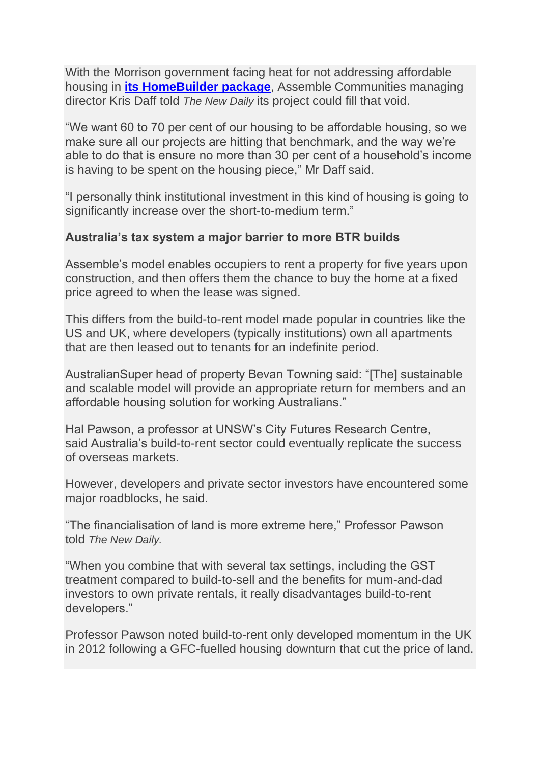With the Morrison government facing heat for not addressing affordable housing in **its HomeBuilder package**, Assemble Communities managing director Kris Daff told *The New Daily* its project could fill that void.

"We want 60 to 70 per cent of our housing to be affordable housing, so we make sure all our projects are hitting that benchmark, and the way we're able to do that is ensure no more than 30 per cent of a household's income is having to be spent on the housing piece," Mr Daff said.

"I personally think institutional investment in this kind of housing is going to significantly increase over the short-to-medium term."

**Australia's tax system a major barrier to more BTR builds**

Assemble's model enables occupiers to rent a property for five years upon construction, and then offers them the chance to buy the home at a fixed price agreed to when the lease was signed.

This differs from the build-to-rent model made popular in countries like the US and UK, where developers (typically institutions) own all apartments that are then leased out to tenants for an indefinite period.

AustralianSuper head of property Bevan Towning said: "[The] sustainable and scalable model will provide an appropriate return for members and an affordable housing solution for working Australians."

Hal Pawson, a professor at UNSW's City Futures Research Centre, said Australia's build-to-rent sector could eventually replicate the success of overseas markets.

However, developers and private sector investors have encountered some major roadblocks, he said.

"The financialisation of land is more extreme here," Professor Pawson told *The New Daily.*

"When you combine that with several tax settings, including the GST treatment compared to build-to-sell and the benefits for mum-and-dad investors to own private rentals, it really disadvantages build-to-rent developers."

Professor Pawson noted build-to-rent only developed momentum in the UK in 2012 following a GFC-fuelled housing downturn that cut the price of land.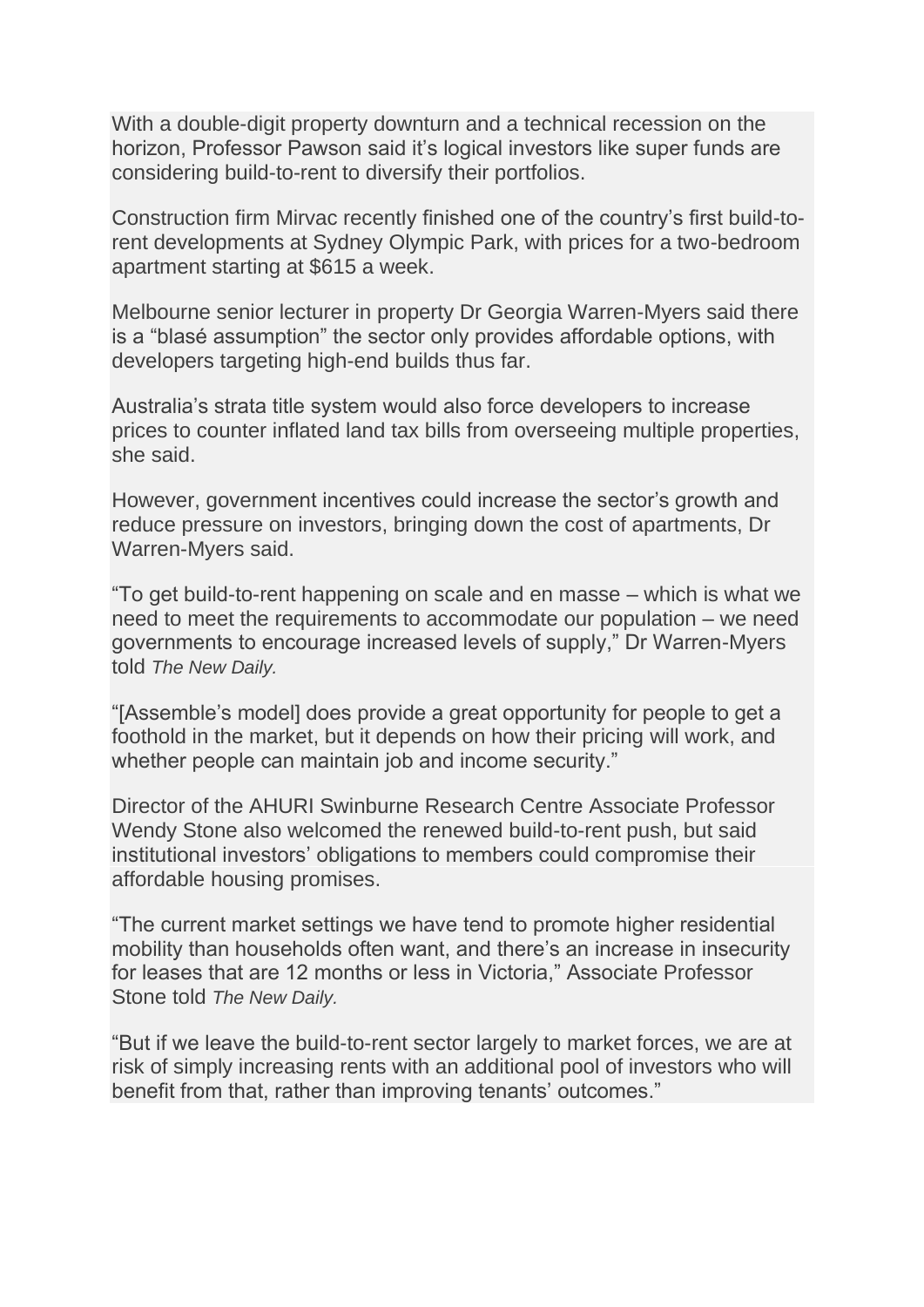With a double-digit property downturn and a technical recession on the horizon, Professor Pawson said it’s logical investors like super funds are considering build-to-rent to diversify their portfolios.

Construction firm Mirvac recently finished one of the country’s first build-to-rent developments at Sydney Olympic Park, with prices for a two-bedroom apartment starting at $615 a week.

Melbourne senior lecturer in property Dr Georgia Warren-Myers said there is a “blasé assumption” the sector only provides affordable options, with developers targeting high-end builds thus far.

Australia’s strata title system would also force developers to increase prices to counter inflated land tax bills from overseeing multiple properties, she said.

However, government incentives could increase the sector’s growth and reduce pressure on investors, bringing down the cost of apartments, Dr Warren-Myers said.

“To get build-to-rent happening on scale and en masse – which is what we need to meet the requirements to accommodate our population – we need governments to encourage increased levels of supply,” Dr Warren-Myers told *The New Daily.*

“[Assemble’s model] does provide a great opportunity for people to get a foothold in the market, but it depends on how their pricing will work, and whether people can maintain job and income security.”

Director of the AHURI Swinburne Research Centre Associate Professor Wendy Stone also welcomed the renewed build-to-rent push, but said institutional investors’ obligations to members could compromise their affordable housing promises.

“The current market settings we have tend to promote higher residential mobility than households often want, and there’s an increase in insecurity for leases that are 12 months or less in Victoria,” Associate Professor Stone told *The New Daily.*

“But if we leave the build-to-rent sector largely to market forces, we are at risk of simply increasing rents with an additional pool of investors who will benefit from that, rather than improving tenants’ outcomes.”